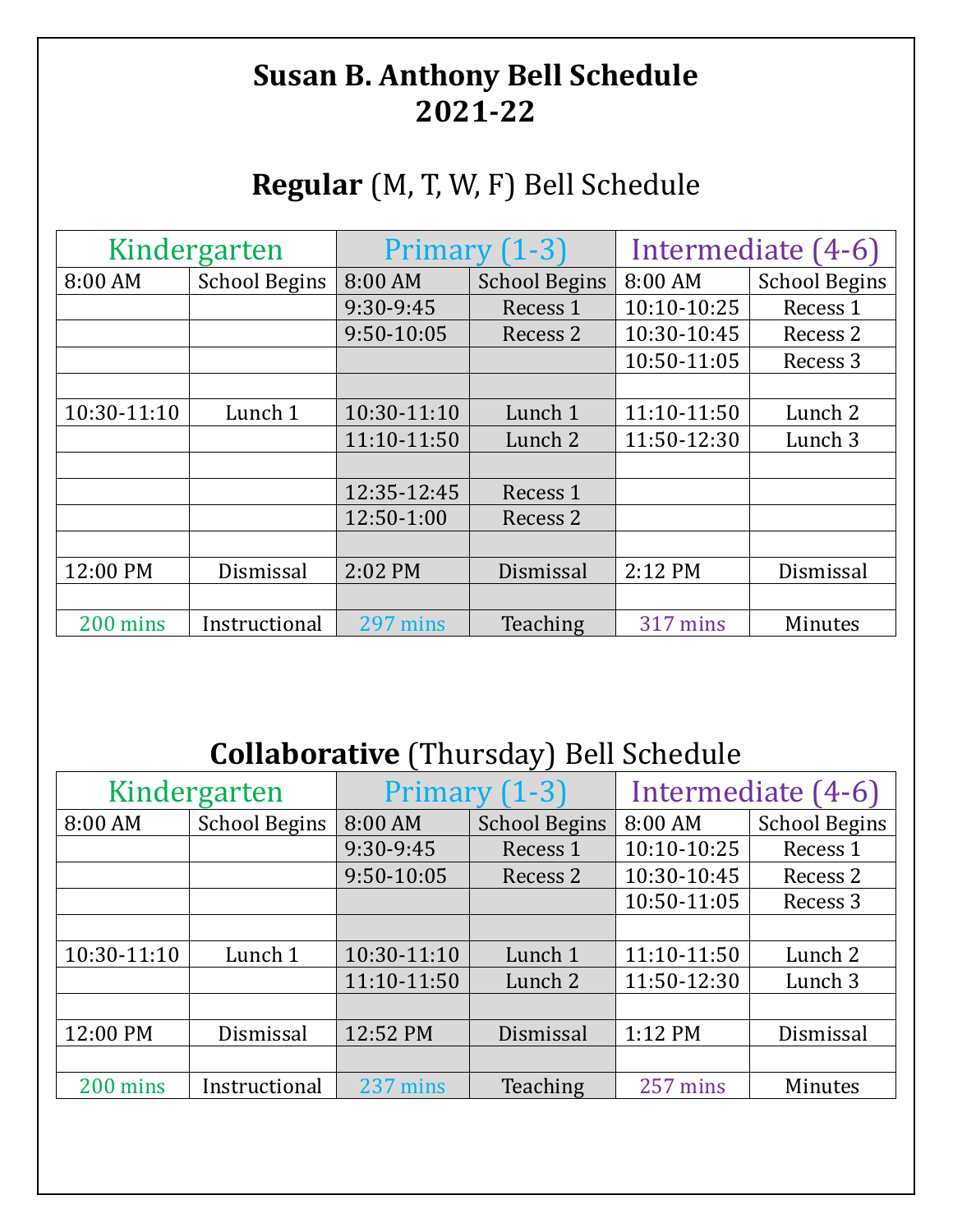# Susan B. Anthony Bell Schedule 2021-22

## **Regular** (M, T, W, F) Bell Schedule

| Kindergarten | | Primary (1-3) | | Intermediate (4-6) | |
|---|---|---|---|---|---|
| 8:00 AM | School Begins | 8:00 AM | School Begins | 8:00 AM | School Begins |
| | | 9:30-9:45 | Recess 1 | 10:10-10:25 | Recess 1 |
| | | 9:50-10:05 | Recess 2 | 10:30-10:45 | Recess 2 |
| | | | | 10:50-11:05 | Recess 3 |
| | | | | | |
| 10:30-11:10 | Lunch 1 | 10:30-11:10 | Lunch 1 | 11:10-11:50 | Lunch 2 |
| | | 11:10-11:50 | Lunch 2 | 11:50-12:30 | Lunch 3 |
| | | | | | |
| | | 12:35-12:45 | Recess 1 | | |
| | | 12:50-1:00 | Recess 2 | | |
| | | | | | |
| 12:00 PM | Dismissal | 2:02 PM | Dismissal | 2:12 PM | Dismissal |
| | | | | | |
| 200 mins | Instructional | 297 mins | Teaching | 317 mins | Minutes |

## **Collaborative** (Thursday) Bell Schedule

| Kindergarten | | Primary (1-3) | | Intermediate (4-6) | |
|---|---|---|---|---|---|
| 8:00 AM | School Begins | 8:00 AM | School Begins | 8:00 AM | School Begins |
| | | 9:30-9:45 | Recess 1 | 10:10-10:25 | Recess 1 |
| | | 9:50-10:05 | Recess 2 | 10:30-10:45 | Recess 2 |
| | | | | 10:50-11:05 | Recess 3 |
| | | | | | |
| 10:30-11:10 | Lunch 1 | 10:30-11:10 | Lunch 1 | 11:10-11:50 | Lunch 2 |
| | | 11:10-11:50 | Lunch 2 | 11:50-12:30 | Lunch 3 |
| | | | | | |
| 12:00 PM | Dismissal | 12:52 PM | Dismissal | 1:12 PM | Dismissal |
| | | | | | |
| 200 mins | Instructional | 237 mins | Teaching | 257 mins | Minutes |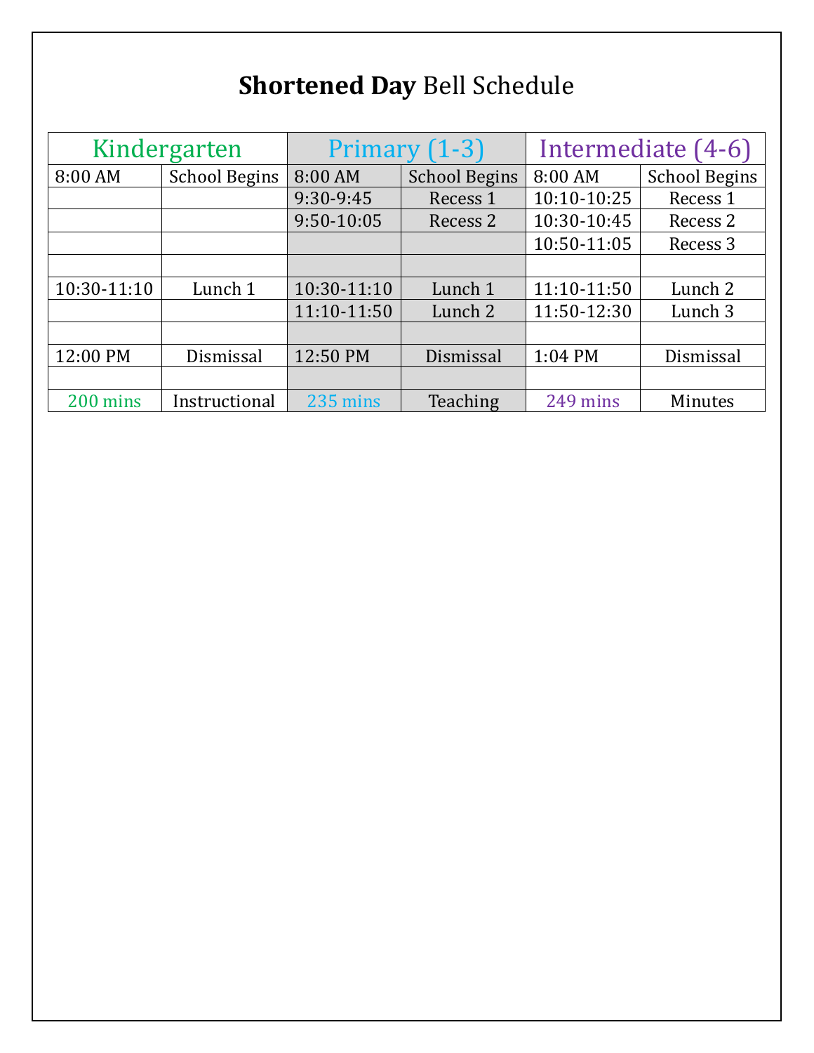# **Shortened Day** Bell Schedule

| Kindergarten | | Primary (1-3) | | Intermediate (4-6) | |
|---|---|---|---|---|---|
| 8:00 AM | School Begins | 8:00 AM | School Begins | 8:00 AM | School Begins |
| | | 9:30-9:45 | Recess 1 | 10:10-10:25 | Recess 1 |
| | | 9:50-10:05 | Recess 2 | 10:30-10:45 | Recess 2 |
| | | | | 10:50-11:05 | Recess 3 |
| | | | | | |
| 10:30-11:10 | Lunch 1 | 10:30-11:10 | Lunch 1 | 11:10-11:50 | Lunch 2 |
| | | 11:10-11:50 | Lunch 2 | 11:50-12:30 | Lunch 3 |
| | | | | | |
| 12:00 PM | Dismissal | 12:50 PM | Dismissal | 1:04 PM | Dismissal |
| | | | | | |
| 200 mins | Instructional | 235 mins | Teaching | 249 mins | Minutes |